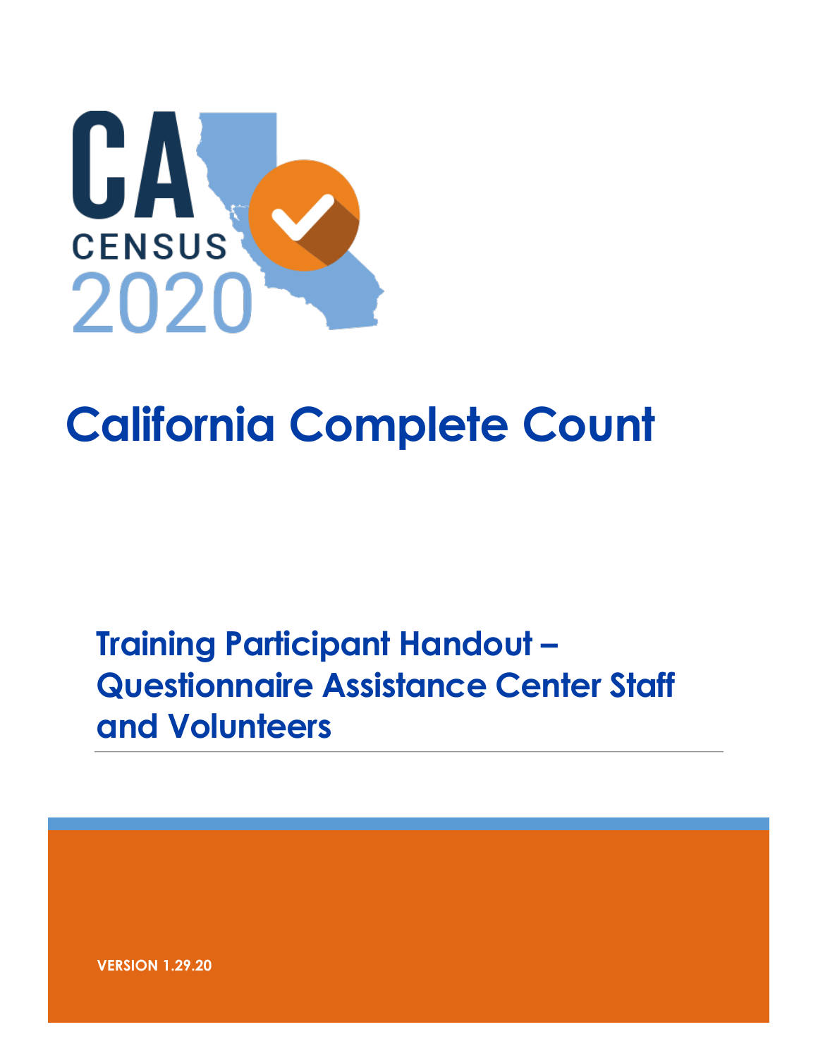CA CENSUS 2020

# California Complete Count

## Training Participant Handout – Questionnaire Assistance Center Staff and Volunteers

**VERSION 1.29.20**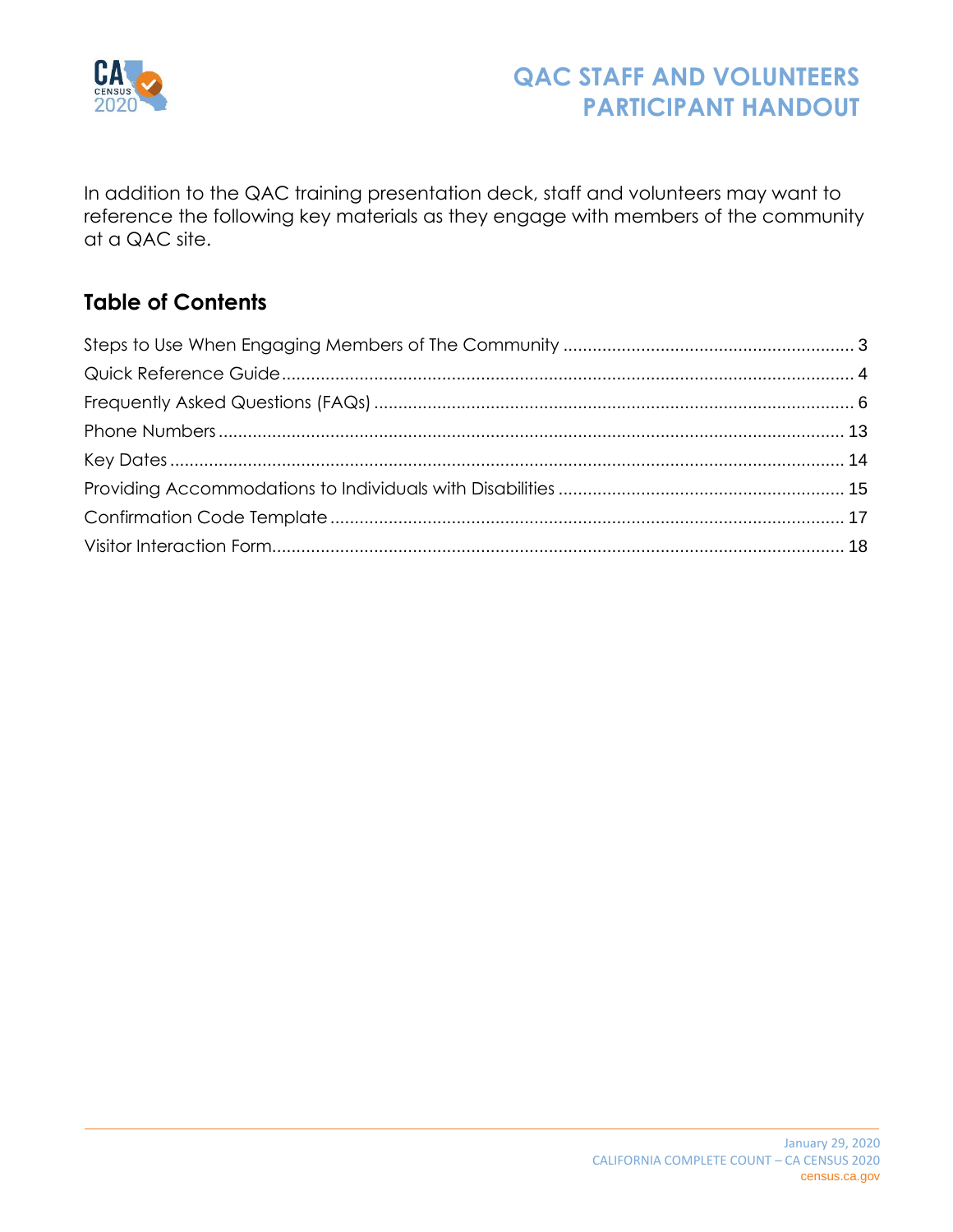# QAC STAFF AND VOLUNTEERS PARTICIPANT HANDOUT

In addition to the QAC training presentation deck, staff and volunteers may want to reference the following key materials as they engage with members of the community at a QAC site.

## Table of Contents

Steps to Use When Engaging Members of The Community ........ 3
Quick Reference Guide ........ 4
Frequently Asked Questions (FAQs) ........ 6
Phone Numbers ........ 13
Key Dates ........ 14
Providing Accommodations to Individuals with Disabilities ........ 15
Confirmation Code Template ........ 17
Visitor Interaction Form ........ 18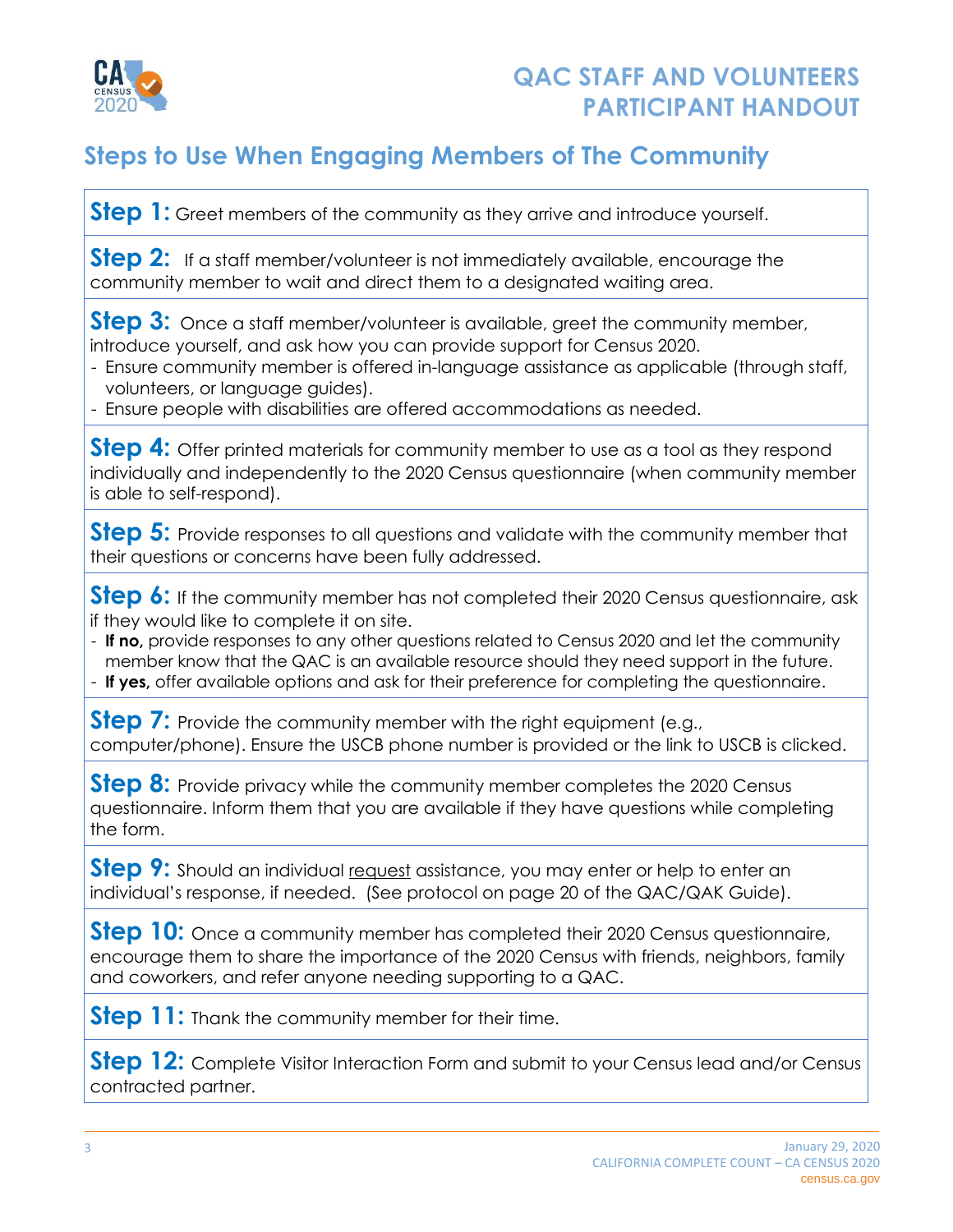# QAC STAFF AND VOLUNTEERS PARTICIPANT HANDOUT

## Steps to Use When Engaging Members of The Community

**Step 1:** Greet members of the community as they arrive and introduce yourself.

**Step 2:** If a staff member/volunteer is not immediately available, encourage the community member to wait and direct them to a designated waiting area.

**Step 3:** Once a staff member/volunteer is available, greet the community member, introduce yourself, and ask how you can provide support for Census 2020.
- Ensure community member is offered in-language assistance as applicable (through staff, volunteers, or language guides).
- Ensure people with disabilities are offered accommodations as needed.

**Step 4:** Offer printed materials for community member to use as a tool as they respond individually and independently to the 2020 Census questionnaire (when community member is able to self-respond).

**Step 5:** Provide responses to all questions and validate with the community member that their questions or concerns have been fully addressed.

**Step 6:** If the community member has not completed their 2020 Census questionnaire, ask if they would like to complete it on site.
- **If no,** provide responses to any other questions related to Census 2020 and let the community member know that the QAC is an available resource should they need support in the future.
- **If yes,** offer available options and ask for their preference for completing the questionnaire.

**Step 7:** Provide the community member with the right equipment (e.g., computer/phone). Ensure the USCB phone number is provided or the link to USCB is clicked.

**Step 8:** Provide privacy while the community member completes the 2020 Census questionnaire. Inform them that you are available if they have questions while completing the form.

**Step 9:** Should an individual request assistance, you may enter or help to enter an individual's response, if needed. (See protocol on page 20 of the QAC/QAK Guide).

**Step 10:** Once a community member has completed their 2020 Census questionnaire, encourage them to share the importance of the 2020 Census with friends, neighbors, family and coworkers, and refer anyone needing supporting to a QAC.

**Step 11:** Thank the community member for their time.

**Step 12:** Complete Visitor Interaction Form and submit to your Census lead and/or Census contracted partner.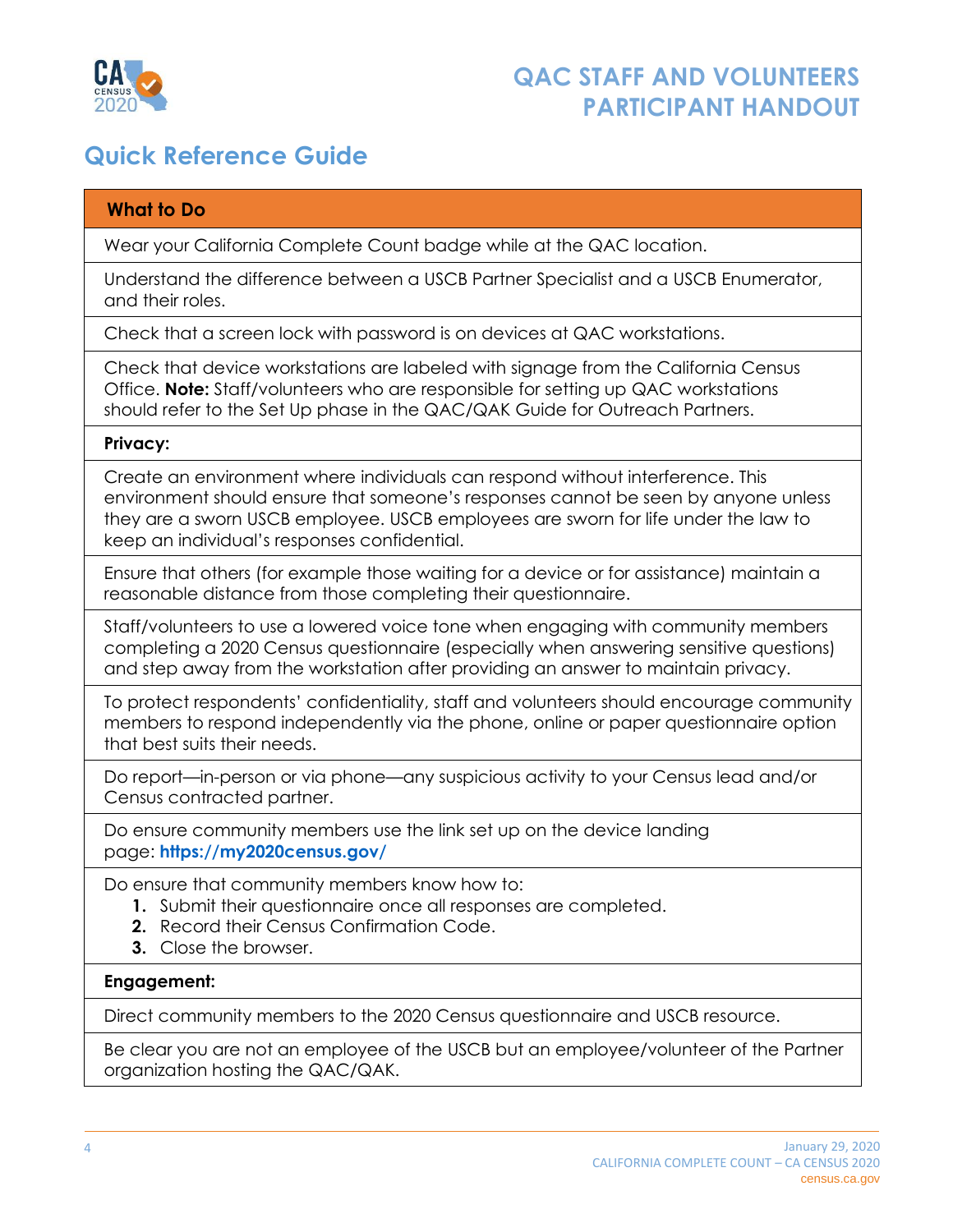# QAC STAFF AND VOLUNTEERS PARTICIPANT HANDOUT

## Quick Reference Guide

| What to Do |
|---|
| Wear your California Complete Count badge while at the QAC location. |
| Understand the difference between a USCB Partner Specialist and a USCB Enumerator, and their roles. |
| Check that a screen lock with password is on devices at QAC workstations. |
| Check that device workstations are labeled with signage from the California Census Office. **Note:** Staff/volunteers who are responsible for setting up QAC workstations should refer to the Set Up phase in the QAC/QAK Guide for Outreach Partners. |
| **Privacy:** |
| Create an environment where individuals can respond without interference. This environment should ensure that someone's responses cannot be seen by anyone unless they are a sworn USCB employee. USCB employees are sworn for life under the law to keep an individual's responses confidential. |
| Ensure that others (for example those waiting for a device or for assistance) maintain a reasonable distance from those completing their questionnaire. |
| Staff/volunteers to use a lowered voice tone when engaging with community members completing a 2020 Census questionnaire (especially when answering sensitive questions) and step away from the workstation after providing an answer to maintain privacy. |
| To protect respondents' confidentiality, staff and volunteers should encourage community members to respond independently via the phone, online or paper questionnaire option that best suits their needs. |
| Do report—in-person or via phone—any suspicious activity to your Census lead and/or Census contracted partner. |
| Do ensure community members use the link set up on the device landing page: **https://my2020census.gov/** |
| Do ensure that community members know how to: **1.** Submit their questionnaire once all responses are completed. **2.** Record their Census Confirmation Code. **3.** Close the browser. |
| **Engagement:** |
| Direct community members to the 2020 Census questionnaire and USCB resource. |
| Be clear you are not an employee of the USCB but an employee/volunteer of the Partner organization hosting the QAC/QAK. |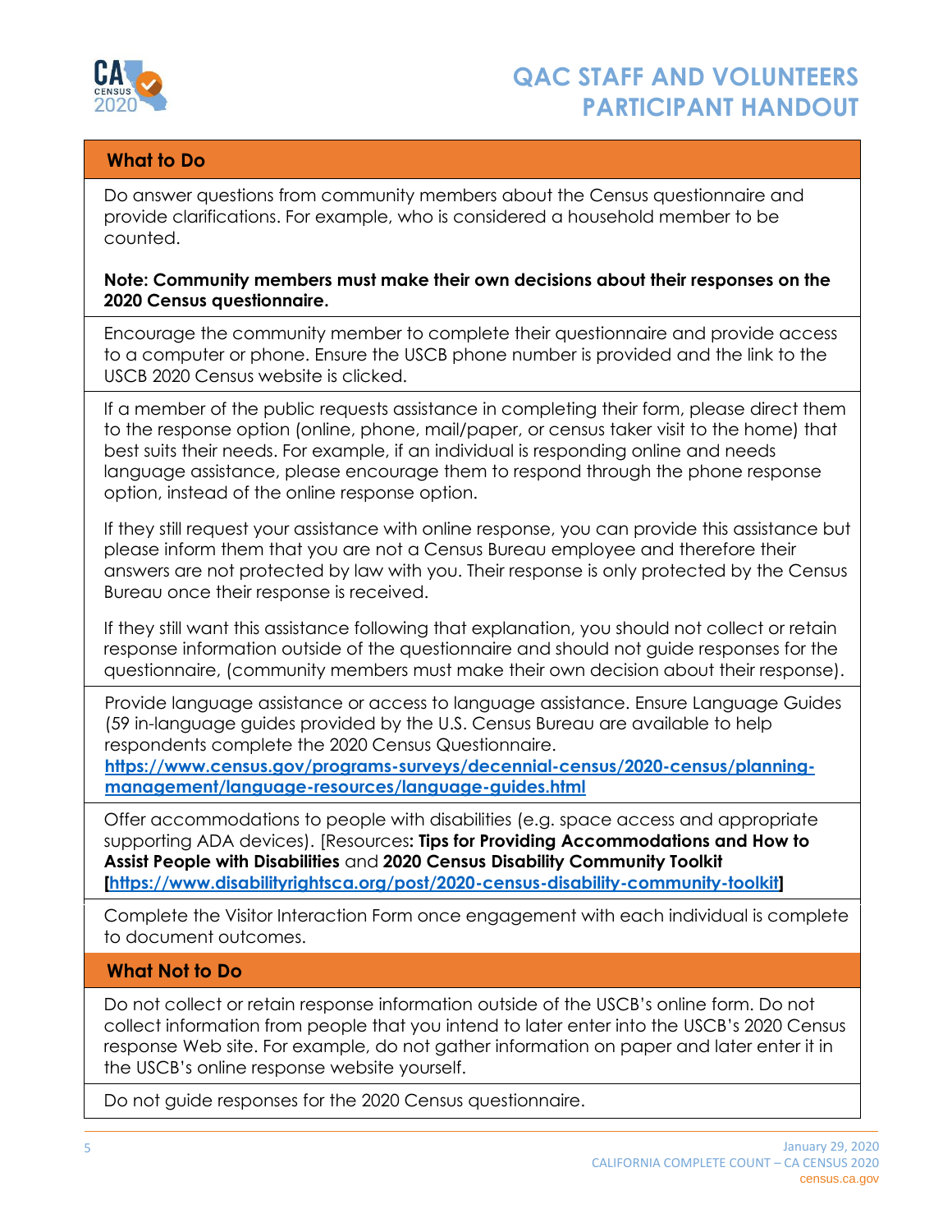## What to Do

Do answer questions from community members about the Census questionnaire and provide clarifications. For example, who is considered a household member to be counted.

**Note: Community members must make their own decisions about their responses on the 2020 Census questionnaire.**

Encourage the community member to complete their questionnaire and provide access to a computer or phone. Ensure the USCB phone number is provided and the link to the USCB 2020 Census website is clicked.

If a member of the public requests assistance in completing their form, please direct them to the response option (online, phone, mail/paper, or census taker visit to the home) that best suits their needs. For example, if an individual is responding online and needs language assistance, please encourage them to respond through the phone response option, instead of the online response option.

If they still request your assistance with online response, you can provide this assistance but please inform them that you are not a Census Bureau employee and therefore their answers are not protected by law with you. Their response is only protected by the Census Bureau once their response is received.

If they still want this assistance following that explanation, you should not collect or retain response information outside of the questionnaire and should not guide responses for the questionnaire, (community members must make their own decision about their response).

Provide language assistance or access to language assistance. Ensure Language Guides (59 in-language guides provided by the U.S. Census Bureau are available to help respondents complete the 2020 Census Questionnaire. [https://www.census.gov/programs-surveys/decennial-census/2020-census/planning-management/language-resources/language-guides.html](https://www.census.gov/programs-surveys/decennial-census/2020-census/planning-management/language-resources/language-guides.html)

Offer accommodations to people with disabilities (e.g. space access and appropriate supporting ADA devices). [Resources: **Tips for Providing Accommodations and How to Assist People with Disabilities** and **2020 Census Disability Community Toolkit** [https://www.disabilityrightsca.org/post/2020-census-disability-community-toolkit](https://www.disabilityrightsca.org/post/2020-census-disability-community-toolkit)**]**

Complete the Visitor Interaction Form once engagement with each individual is complete to document outcomes.

## What Not to Do

Do not collect or retain response information outside of the USCB's online form. Do not collect information from people that you intend to later enter into the USCB's 2020 Census response Web site. For example, do not gather information on paper and later enter it in the USCB's online response website yourself.

Do not guide responses for the 2020 Census questionnaire.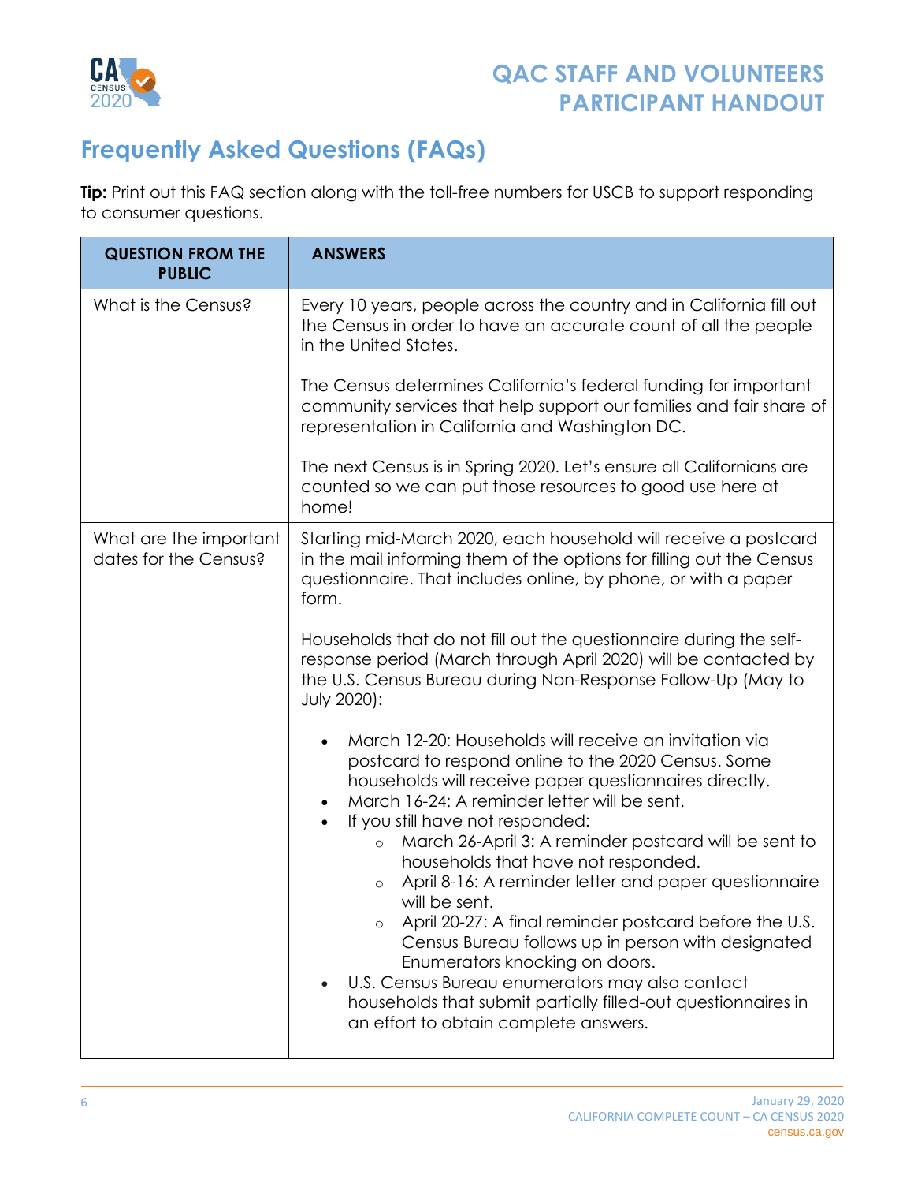## Frequently Asked Questions (FAQs)

**Tip:** Print out this FAQ section along with the toll-free numbers for USCB to support responding to consumer questions.

| QUESTION FROM THE PUBLIC | ANSWERS |
|---|---|
| What is the Census? | Every 10 years, people across the country and in California fill out the Census in order to have an accurate count of all the people in the United States.<br><br>The Census determines California's federal funding for important community services that help support our families and fair share of representation in California and Washington DC.<br><br>The next Census is in Spring 2020. Let's ensure all Californians are counted so we can put those resources to good use here at home! |
| What are the important dates for the Census? | Starting mid-March 2020, each household will receive a postcard in the mail informing them of the options for filling out the Census questionnaire. That includes online, by phone, or with a paper form.<br><br>Households that do not fill out the questionnaire during the self-response period (March through April 2020) will be contacted by the U.S. Census Bureau during Non-Response Follow-Up (May to July 2020):<br><br>• March 12-20: Households will receive an invitation via postcard to respond online to the 2020 Census. Some households will receive paper questionnaires directly.<br>• March 16-24: A reminder letter will be sent.<br>• If you still have not responded:<br>  ◦ March 26-April 3: A reminder postcard will be sent to households that have not responded.<br>  ◦ April 8-16: A reminder letter and paper questionnaire will be sent.<br>  ◦ April 20-27: A final reminder postcard before the U.S. Census Bureau follows up in person with designated Enumerators knocking on doors.<br>• U.S. Census Bureau enumerators may also contact households that submit partially filled-out questionnaires in an effort to obtain complete answers. |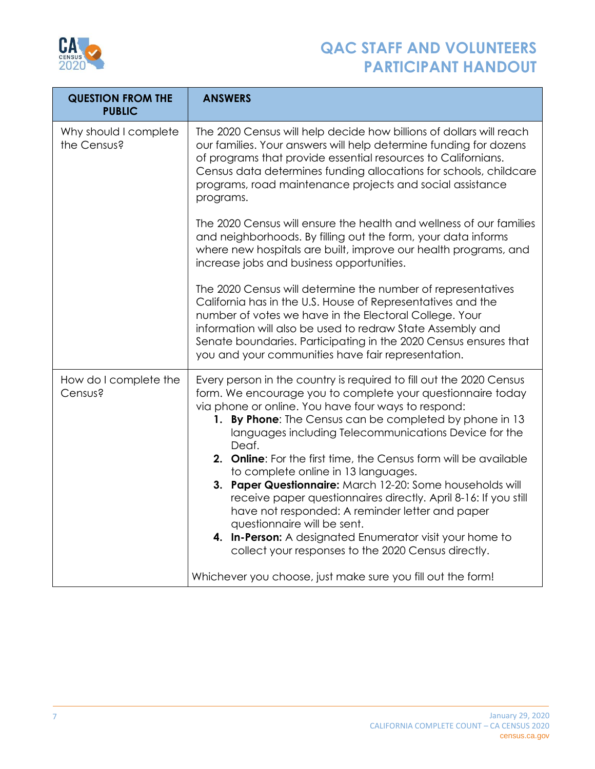# QAC STAFF AND VOLUNTEERS PARTICIPANT HANDOUT

| QUESTION FROM THE PUBLIC | ANSWERS |
| --- | --- |
| Why should I complete the Census? | The 2020 Census will help decide how billions of dollars will reach our families. Your answers will help determine funding for dozens of programs that provide essential resources to Californians. Census data determines funding allocations for schools, childcare programs, road maintenance projects and social assistance programs.<br><br>The 2020 Census will ensure the health and wellness of our families and neighborhoods. By filling out the form, your data informs where new hospitals are built, improve our health programs, and increase jobs and business opportunities.<br><br>The 2020 Census will determine the number of representatives California has in the U.S. House of Representatives and the number of votes we have in the Electoral College. Your information will also be used to redraw State Assembly and Senate boundaries. Participating in the 2020 Census ensures that you and your communities have fair representation. |
| How do I complete the Census? | Every person in the country is required to fill out the 2020 Census form. We encourage you to complete your questionnaire today via phone or online. You have four ways to respond:<br>1. **By Phone**: The Census can be completed by phone in 13 languages including Telecommunications Device for the Deaf.<br>2. **Online**: For the first time, the Census form will be available to complete online in 13 languages.<br>3. **Paper Questionnaire:** March 12-20: Some households will receive paper questionnaires directly. April 8-16: If you still have not responded: A reminder letter and paper questionnaire will be sent.<br>4. **In-Person:** A designated Enumerator visit your home to collect your responses to the 2020 Census directly.<br><br>Whichever you choose, just make sure you fill out the form! |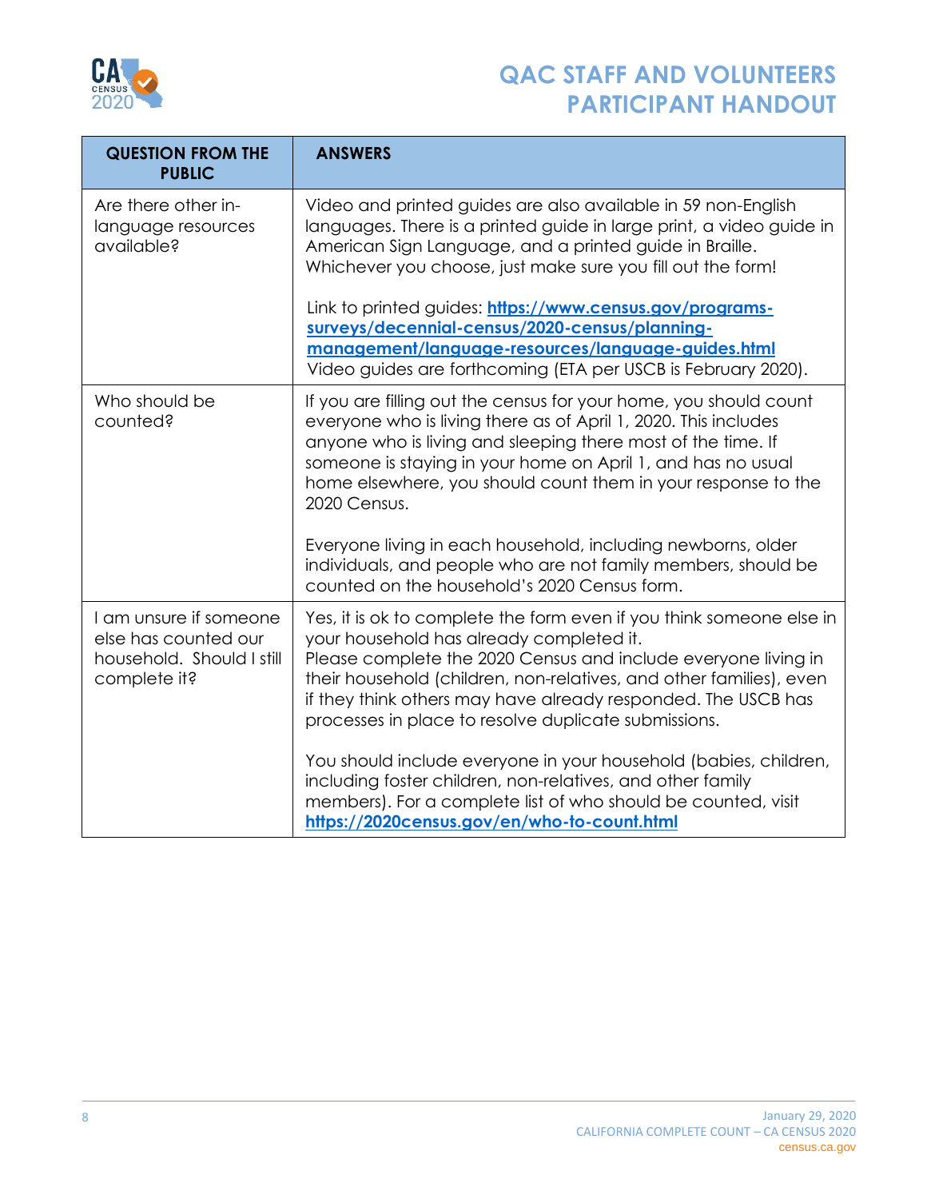# QAC STAFF AND VOLUNTEERS PARTICIPANT HANDOUT

| QUESTION FROM THE PUBLIC | ANSWERS |
|---|---|
| Are there other in-language resources available? | Video and printed guides are also available in 59 non-English languages. There is a printed guide in large print, a video guide in American Sign Language, and a printed guide in Braille. Whichever you choose, just make sure you fill out the form!<br><br>Link to printed guides: **https://www.census.gov/programs-surveys/decennial-census/2020-census/planning-management/language-resources/language-guides.html**<br>Video guides are forthcoming (ETA per USCB is February 2020). |
| Who should be counted? | If you are filling out the census for your home, you should count everyone who is living there as of April 1, 2020. This includes anyone who is living and sleeping there most of the time. If someone is staying in your home on April 1, and has no usual home elsewhere, you should count them in your response to the 2020 Census.<br><br>Everyone living in each household, including newborns, older individuals, and people who are not family members, should be counted on the household's 2020 Census form. |
| I am unsure if someone else has counted our household. Should I still complete it? | Yes, it is ok to complete the form even if you think someone else in your household has already completed it.<br>Please complete the 2020 Census and include everyone living in their household (children, non-relatives, and other families), even if they think others may have already responded. The USCB has processes in place to resolve duplicate submissions.<br><br>You should include everyone in your household (babies, children, including foster children, non-relatives, and other family members). For a complete list of who should be counted, visit **https://2020census.gov/en/who-to-count.html** |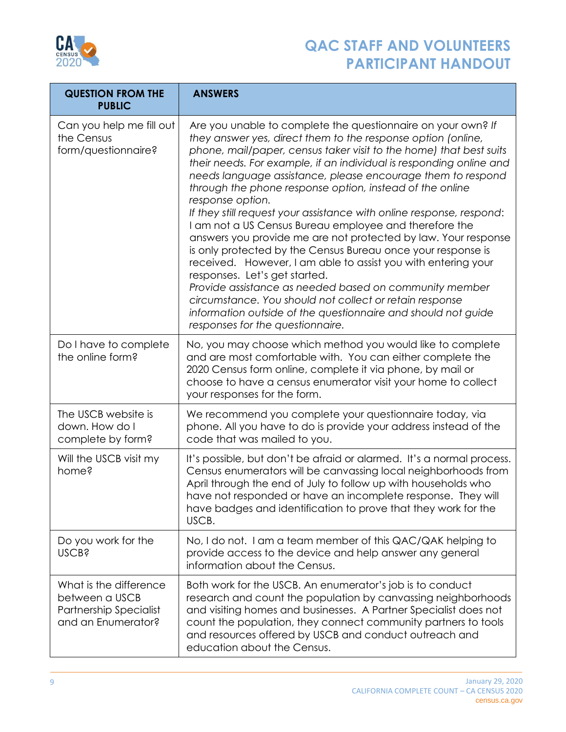# QAC STAFF AND VOLUNTEERS PARTICIPANT HANDOUT

| QUESTION FROM THE PUBLIC | ANSWERS |
|---|---|
| Can you help me fill out the Census form/questionnaire? | Are you unable to complete the questionnaire on your own? *If they answer yes, direct them to the response option (online, phone, mail/paper, census taker visit to the home) that best suits their needs. For example, if an individual is responding online and needs language assistance, please encourage them to respond through the phone response option, instead of the online response option.* *If they still request your assistance with online response, respond*: I am not a US Census Bureau employee and therefore the answers you provide me are not protected by law. Your response is only protected by the Census Bureau once your response is received. However, I am able to assist you with entering your responses. Let's get started. *Provide assistance as needed based on community member circumstance. You should not collect or retain response information outside of the questionnaire and should not guide responses for the questionnaire.* |
| Do I have to complete the online form? | No, you may choose which method you would like to complete and are most comfortable with. You can either complete the 2020 Census form online, complete it via phone, by mail or choose to have a census enumerator visit your home to collect your responses for the form. |
| The USCB website is down. How do I complete by form? | We recommend you complete your questionnaire today, via phone. All you have to do is provide your address instead of the code that was mailed to you. |
| Will the USCB visit my home? | It's possible, but don't be afraid or alarmed. It's a normal process. Census enumerators will be canvassing local neighborhoods from April through the end of July to follow up with households who have not responded or have an incomplete response. They will have badges and identification to prove that they work for the USCB. |
| Do you work for the USCB? | No, I do not. I am a team member of this QAC/QAK helping to provide access to the device and help answer any general information about the Census. |
| What is the difference between a USCB Partnership Specialist and an Enumerator? | Both work for the USCB. An enumerator's job is to conduct research and count the population by canvassing neighborhoods and visiting homes and businesses. A Partner Specialist does not count the population, they connect community partners to tools and resources offered by USCB and conduct outreach and education about the Census. |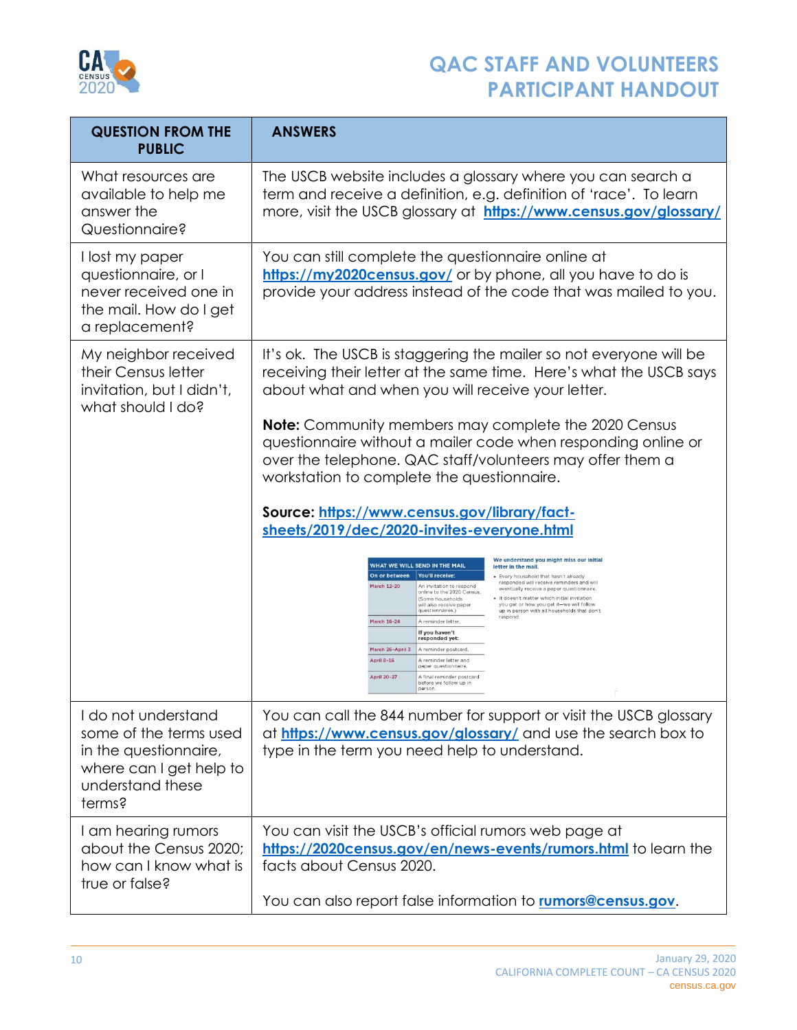# QAC STAFF AND VOLUNTEERS PARTICIPANT HANDOUT

| QUESTION FROM THE PUBLIC | ANSWERS |
|---|---|
| What resources are available to help me answer the Questionnaire? | The USCB website includes a glossary where you can search a term and receive a definition, e.g. definition of 'race'. To learn more, visit the USCB glossary at **https://www.census.gov/glossary/** |
| I lost my paper questionnaire, or I never received one in the mail. How do I get a replacement? | You can still complete the questionnaire online at **https://my2020census.gov/** or by phone, all you have to do is provide your address instead of the code that was mailed to you. |
| My neighbor received their Census letter invitation, but I didn't, what should I do? | It's ok. The USCB is staggering the mailer so not everyone will be receiving their letter at the same time. Here's what the USCB says about what and when you will receive your letter.<br><br>**Note:** Community members may complete the 2020 Census questionnaire without a mailer code when responding online or over the telephone. QAC staff/volunteers may offer them a workstation to complete the questionnaire.<br><br>**Source: https://www.census.gov/library/fact-sheets/2019/dec/2020-invites-everyone.html**<br><br>WHAT WE WILL SEND IN THE MAIL<br>On or between / You'll receive:<br>March 12–20: An invitation to respond online to the 2020 Census. (Some households will also receive paper questionnaires.)<br>March 16–24: A reminder letter.<br>If you haven't responded yet:<br>March 26–April 3: A reminder postcard.<br>April 8–16: A reminder letter and paper questionnaire.<br>April 20–27: A final reminder postcard before we follow up in person.<br><br>We understand you might miss our initial letter in the mail.<br>• Every household that hasn't already responded will receive reminders and will eventually receive a paper questionnaire.<br>• It doesn't matter which initial invitation you get or how you get it—we will follow up in person with all households that don't respond. |
| I do not understand some of the terms used in the questionnaire, where can I get help to understand these terms? | You can call the 844 number for support or visit the USCB glossary at **https://www.census.gov/glossary/** and use the search box to type in the term you need help to understand. |
| I am hearing rumors about the Census 2020; how can I know what is true or false? | You can visit the USCB's official rumors web page at **https://2020census.gov/en/news-events/rumors.html** to learn the facts about Census 2020.<br><br>You can also report false information to **rumors@census.gov**. |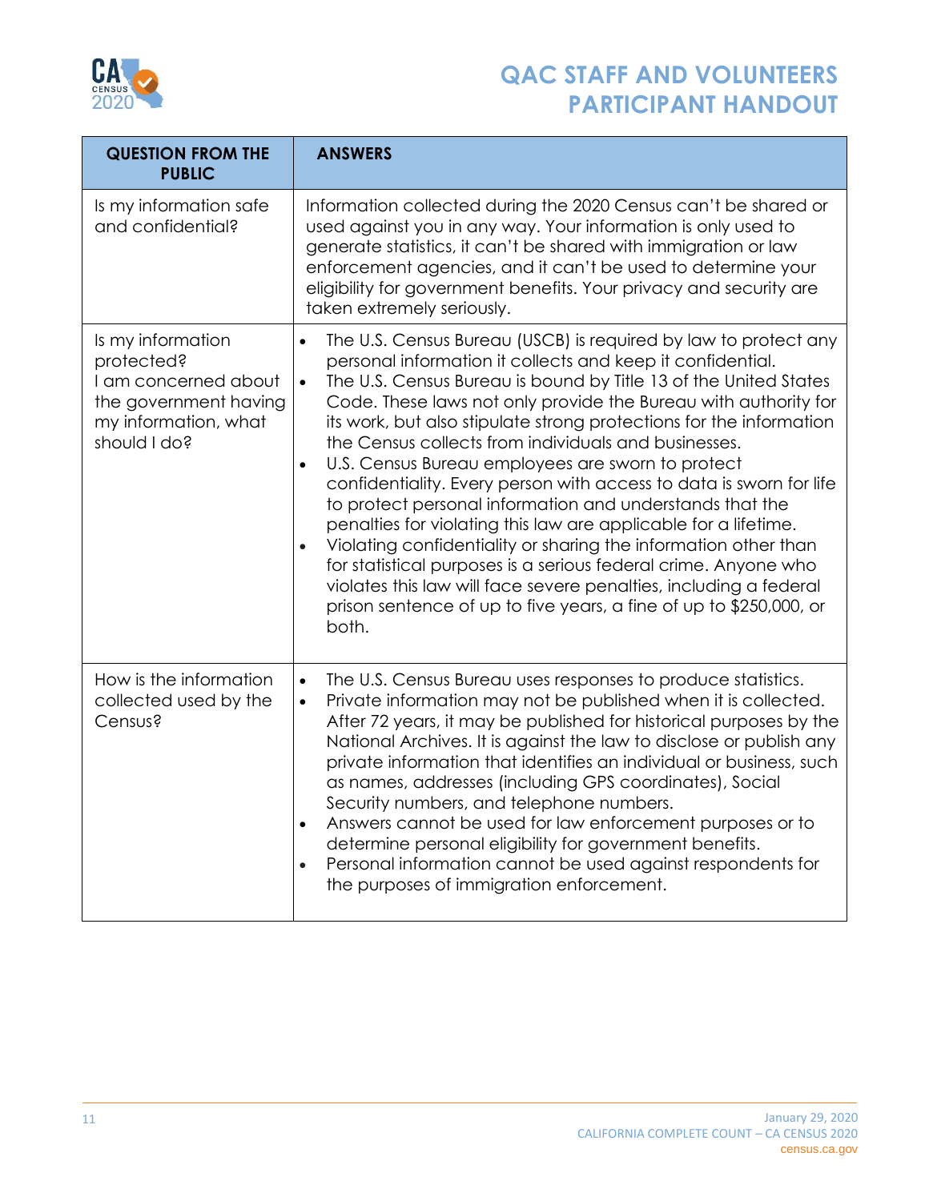# QAC STAFF AND VOLUNTEERS PARTICIPANT HANDOUT

| QUESTION FROM THE PUBLIC | ANSWERS |
|---|---|
| Is my information safe and confidential? | Information collected during the 2020 Census can't be shared or used against you in any way. Your information is only used to generate statistics, it can't be shared with immigration or law enforcement agencies, and it can't be used to determine your eligibility for government benefits. Your privacy and security are taken extremely seriously. |
| Is my information protected? I am concerned about the government having my information, what should I do? | • The U.S. Census Bureau (USCB) is required by law to protect any personal information it collects and keep it confidential.<br>• The U.S. Census Bureau is bound by Title 13 of the United States Code. These laws not only provide the Bureau with authority for its work, but also stipulate strong protections for the information the Census collects from individuals and businesses.<br>• U.S. Census Bureau employees are sworn to protect confidentiality. Every person with access to data is sworn for life to protect personal information and understands that the penalties for violating this law are applicable for a lifetime.<br>• Violating confidentiality or sharing the information other than for statistical purposes is a serious federal crime. Anyone who violates this law will face severe penalties, including a federal prison sentence of up to five years, a fine of up to $250,000, or both. |
| How is the information collected used by the Census? | • The U.S. Census Bureau uses responses to produce statistics.<br>• Private information may not be published when it is collected. After 72 years, it may be published for historical purposes by the National Archives. It is against the law to disclose or publish any private information that identifies an individual or business, such as names, addresses (including GPS coordinates), Social Security numbers, and telephone numbers.<br>• Answers cannot be used for law enforcement purposes or to determine personal eligibility for government benefits.<br>• Personal information cannot be used against respondents for the purposes of immigration enforcement. |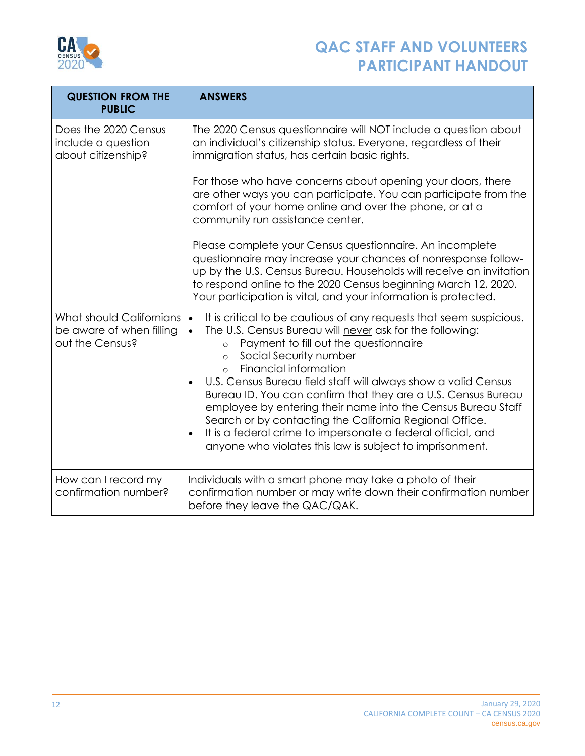## QAC STAFF AND VOLUNTEERS PARTICIPANT HANDOUT

| QUESTION FROM THE PUBLIC | ANSWERS |
|---|---|
| Does the 2020 Census include a question about citizenship? | The 2020 Census questionnaire will NOT include a question about an individual's citizenship status. Everyone, regardless of their immigration status, has certain basic rights.<br><br>For those who have concerns about opening your doors, there are other ways you can participate. You can participate from the comfort of your home online and over the phone, or at a community run assistance center.<br><br>Please complete your Census questionnaire. An incomplete questionnaire may increase your chances of nonresponse follow-up by the U.S. Census Bureau. Households will receive an invitation to respond online to the 2020 Census beginning March 12, 2020. Your participation is vital, and your information is protected. |
| What should Californians be aware of when filling out the Census? | • It is critical to be cautious of any requests that seem suspicious.<br>• The U.S. Census Bureau will never ask for the following:<br>&nbsp;&nbsp;&nbsp;○ Payment to fill out the questionnaire<br>&nbsp;&nbsp;&nbsp;○ Social Security number<br>&nbsp;&nbsp;&nbsp;○ Financial information<br>• U.S. Census Bureau field staff will always show a valid Census Bureau ID. You can confirm that they are a U.S. Census Bureau employee by entering their name into the Census Bureau Staff Search or by contacting the California Regional Office.<br>• It is a federal crime to impersonate a federal official, and anyone who violates this law is subject to imprisonment. |
| How can I record my confirmation number? | Individuals with a smart phone may take a photo of their confirmation number or may write down their confirmation number before they leave the QAC/QAK. |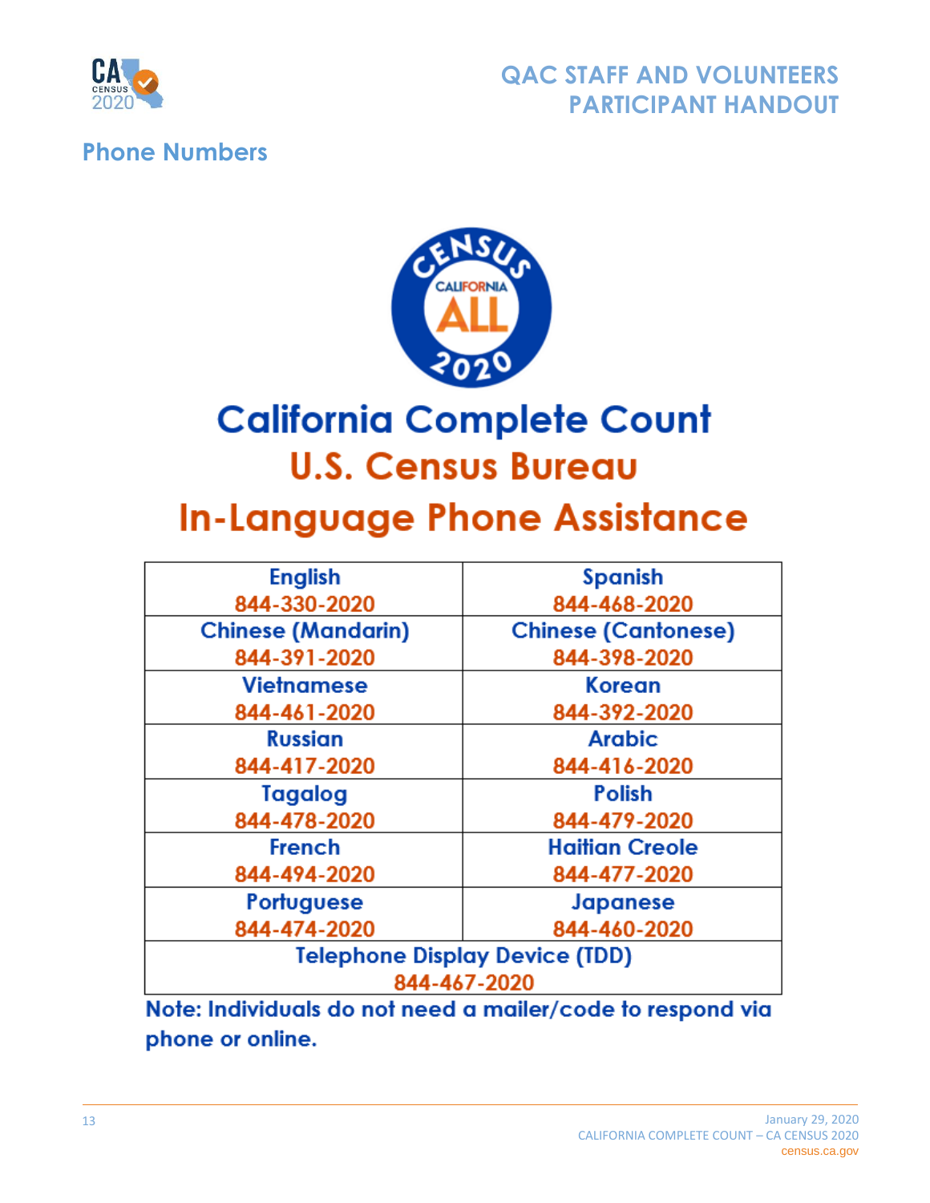## Phone Numbers

# California Complete Count

## U.S. Census Bureau

## In-Language Phone Assistance

| English<br>844-330-2020 | Spanish<br>844-468-2020 |
|---|---|
| Chinese (Mandarin)<br>844-391-2020 | Chinese (Cantonese)<br>844-398-2020 |
| Vietnamese<br>844-461-2020 | Korean<br>844-392-2020 |
| Russian<br>844-417-2020 | Arabic<br>844-416-2020 |
| Tagalog<br>844-478-2020 | Polish<br>844-479-2020 |
| French<br>844-494-2020 | Haitian Creole<br>844-477-2020 |
| Portuguese<br>844-474-2020 | Japanese<br>844-460-2020 |
| Telephone Display Device (TDD)<br>844-467-2020 | |

**Note: Individuals do not need a mailer/code to respond via phone or online.**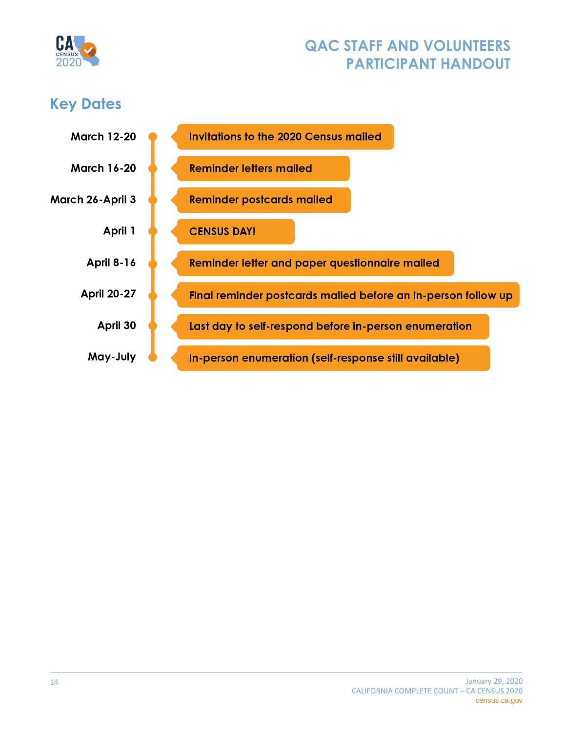# QAC STAFF AND VOLUNTEERS PARTICIPANT HANDOUT

## Key Dates

| Date | Event |
|---|---|
| March 12-20 | Invitations to the 2020 Census mailed |
| March 16-20 | Reminder letters mailed |
| March 26-April 3 | Reminder postcards mailed |
| April 1 | CENSUS DAY! |
| April 8-16 | Reminder letter and paper questionnaire mailed |
| April 20-27 | Final reminder postcards mailed before an in-person follow up |
| April 30 | Last day to self-respond before in-person enumeration |
| May-July | In-person enumeration (self-response still available) |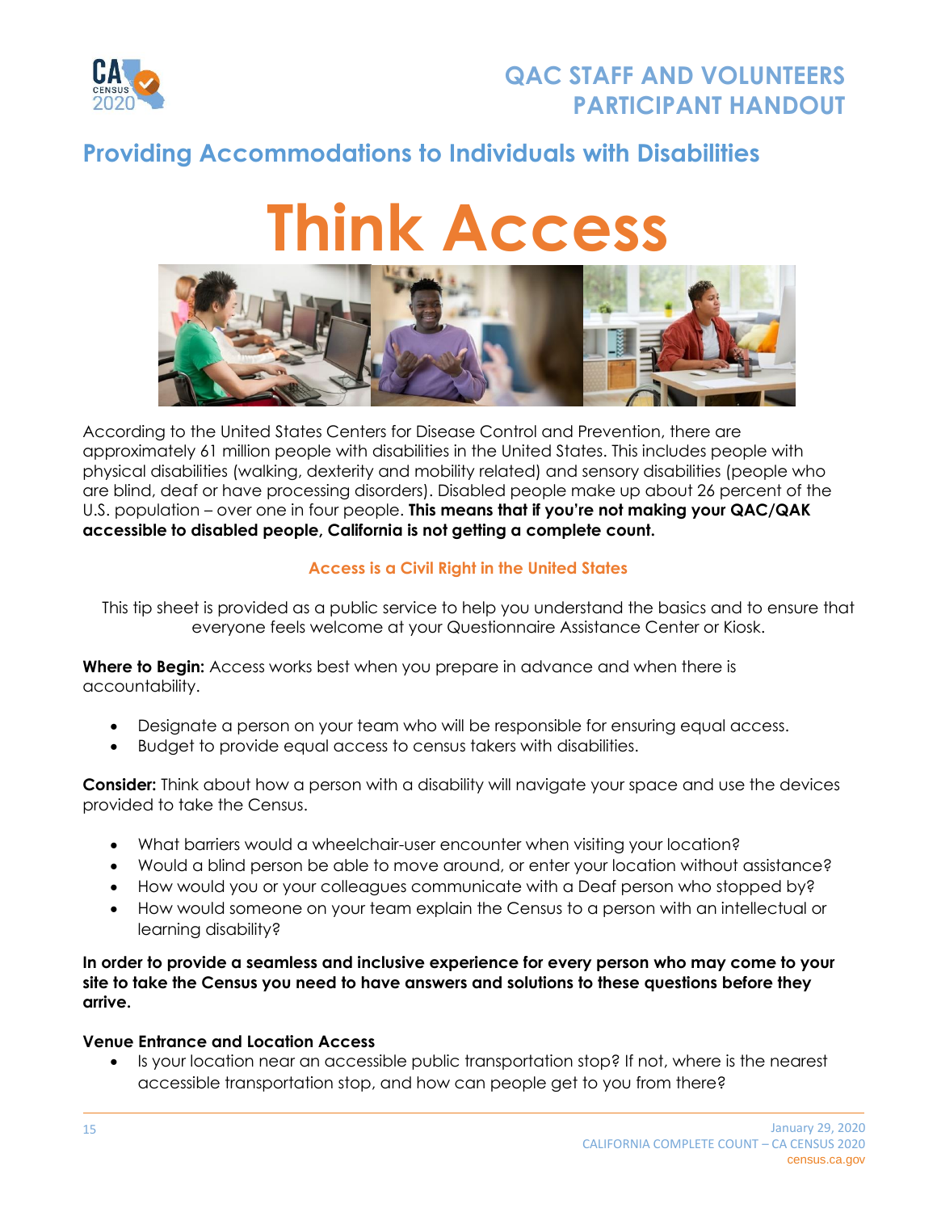# QAC STAFF AND VOLUNTEERS PARTICIPANT HANDOUT

## Providing Accommodations to Individuals with Disabilities

# Think Access

According to the United States Centers for Disease Control and Prevention, there are approximately 61 million people with disabilities in the United States. This includes people with physical disabilities (walking, dexterity and mobility related) and sensory disabilities (people who are blind, deaf or have processing disorders). Disabled people make up about 26 percent of the U.S. population – over one in four people. **This means that if you're not making your QAC/QAK accessible to disabled people, California is not getting a complete count.**

### Access is a Civil Right in the United States

This tip sheet is provided as a public service to help you understand the basics and to ensure that everyone feels welcome at your Questionnaire Assistance Center or Kiosk.

**Where to Begin:** Access works best when you prepare in advance and when there is accountability.

- Designate a person on your team who will be responsible for ensuring equal access.
- Budget to provide equal access to census takers with disabilities.

**Consider:** Think about how a person with a disability will navigate your space and use the devices provided to take the Census.

- What barriers would a wheelchair-user encounter when visiting your location?
- Would a blind person be able to move around, or enter your location without assistance?
- How would you or your colleagues communicate with a Deaf person who stopped by?
- How would someone on your team explain the Census to a person with an intellectual or learning disability?

**In order to provide a seamless and inclusive experience for every person who may come to your site to take the Census you need to have answers and solutions to these questions before they arrive.**

**Venue Entrance and Location Access**

- Is your location near an accessible public transportation stop? If not, where is the nearest accessible transportation stop, and how can people get to you from there?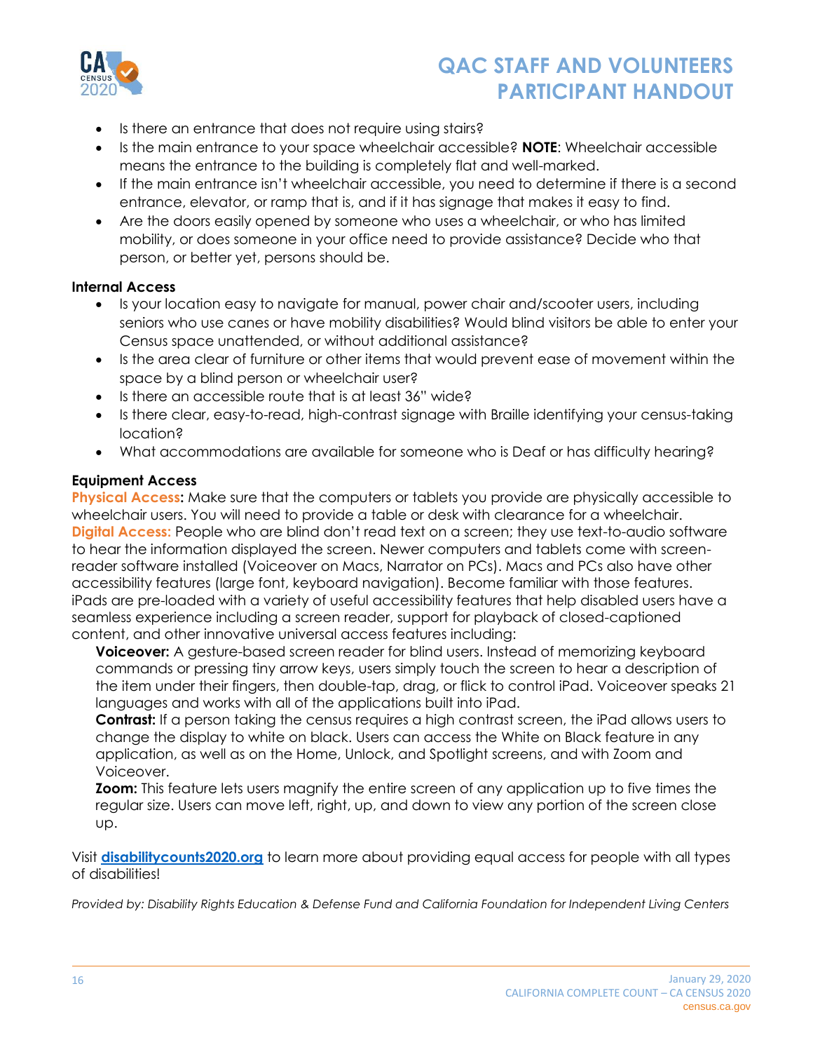- Is there an entrance that does not require using stairs?
- Is the main entrance to your space wheelchair accessible? **NOTE**: Wheelchair accessible means the entrance to the building is completely flat and well-marked.
- If the main entrance isn't wheelchair accessible, you need to determine if there is a second entrance, elevator, or ramp that is, and if it has signage that makes it easy to find.
- Are the doors easily opened by someone who uses a wheelchair, or who has limited mobility, or does someone in your office need to provide assistance? Decide who that person, or better yet, persons should be.

**Internal Access**

- Is your location easy to navigate for manual, power chair and/scooter users, including seniors who use canes or have mobility disabilities? Would blind visitors be able to enter your Census space unattended, or without additional assistance?
- Is the area clear of furniture or other items that would prevent ease of movement within the space by a blind person or wheelchair user?
- Is there an accessible route that is at least 36" wide?
- Is there clear, easy-to-read, high-contrast signage with Braille identifying your census-taking location?
- What accommodations are available for someone who is Deaf or has difficulty hearing?

**Equipment Access**

**Physical Access:** Make sure that the computers or tablets you provide are physically accessible to wheelchair users. You will need to provide a table or desk with clearance for a wheelchair.

**Digital Access:** People who are blind don't read text on a screen; they use text-to-audio software to hear the information displayed the screen. Newer computers and tablets come with screen-reader software installed (Voiceover on Macs, Narrator on PCs). Macs and PCs also have other accessibility features (large font, keyboard navigation). Become familiar with those features. iPads are pre-loaded with a variety of useful accessibility features that help disabled users have a seamless experience including a screen reader, support for playback of closed-captioned content, and other innovative universal access features including:

**Voiceover:** A gesture-based screen reader for blind users. Instead of memorizing keyboard commands or pressing tiny arrow keys, users simply touch the screen to hear a description of the item under their fingers, then double-tap, drag, or flick to control iPad. Voiceover speaks 21 languages and works with all of the applications built into iPad.

**Contrast:** If a person taking the census requires a high contrast screen, the iPad allows users to change the display to white on black. Users can access the White on Black feature in any application, as well as on the Home, Unlock, and Spotlight screens, and with Zoom and Voiceover.

**Zoom:** This feature lets users magnify the entire screen of any application up to five times the regular size. Users can move left, right, up, and down to view any portion of the screen close up.

Visit **[disabilitycounts2020.org](http://disabilitycounts2020.org)** to learn more about providing equal access for people with all types of disabilities!

*Provided by: Disability Rights Education & Defense Fund and California Foundation for Independent Living Centers*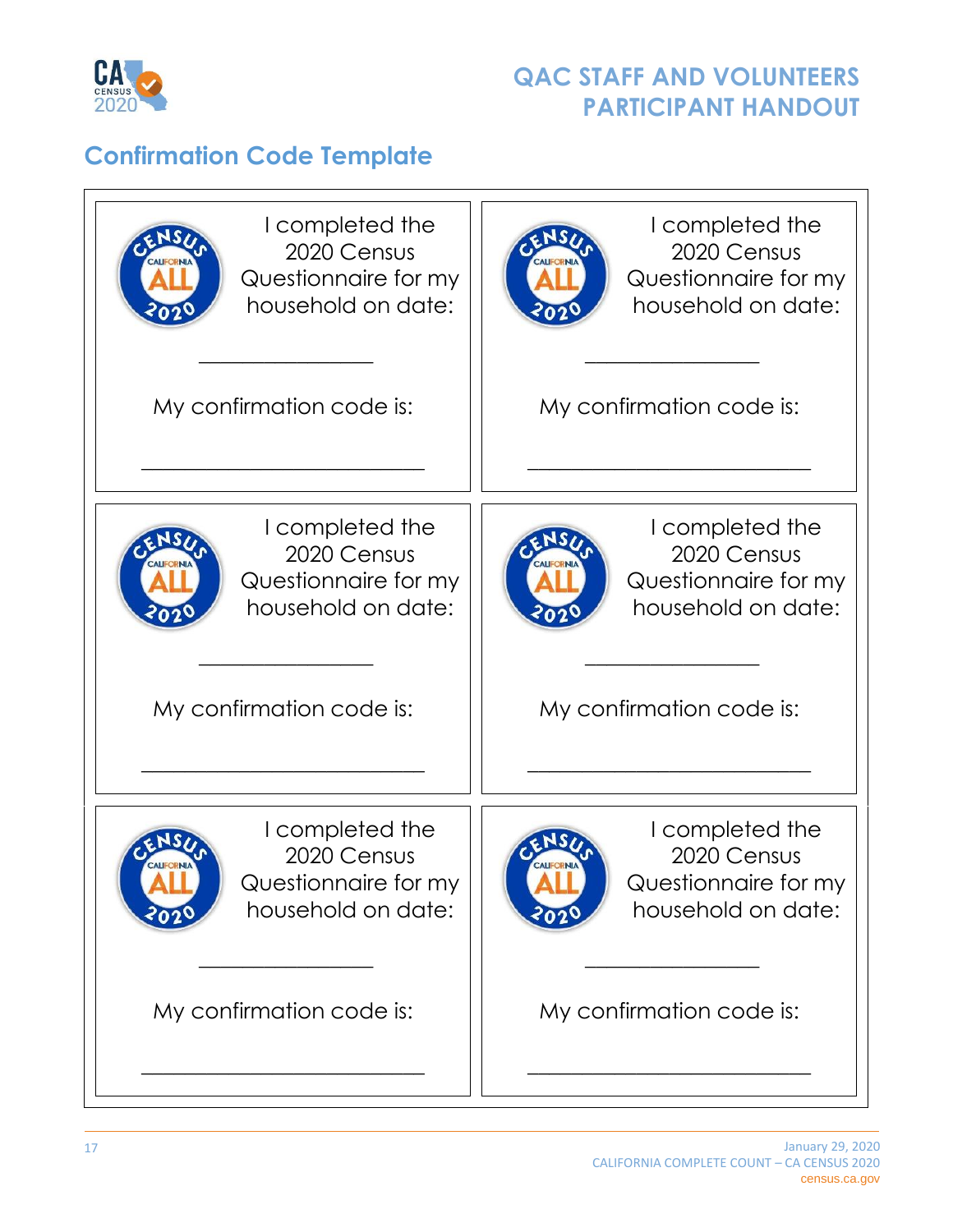## Confirmation Code Template

| | |
|---|---|
| I completed the 2020 Census Questionnaire for my household on date: ________________ My confirmation code is: __________________________ | I completed the 2020 Census Questionnaire for my household on date: ________________ My confirmation code is: __________________________ |
| I completed the 2020 Census Questionnaire for my household on date: ________________ My confirmation code is: __________________________ | I completed the 2020 Census Questionnaire for my household on date: ________________ My confirmation code is: __________________________ |
| I completed the 2020 Census Questionnaire for my household on date: ________________ My confirmation code is: __________________________ | I completed the 2020 Census Questionnaire for my household on date: ________________ My confirmation code is: __________________________ |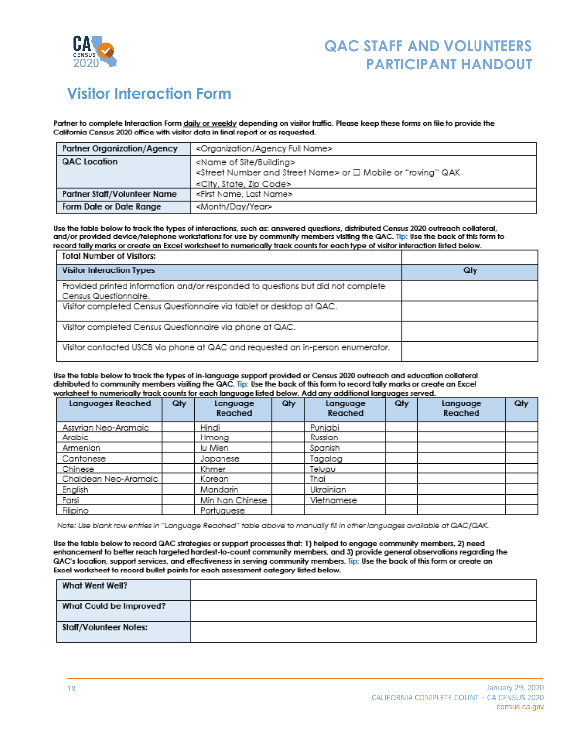# QAC STAFF AND VOLUNTEERS PARTICIPANT HANDOUT

## Visitor Interaction Form

Partner to complete Interaction Form daily or weekly depending on visitor traffic. Please keep these forms on file to provide the California Census 2020 office with visitor data in final report or as requested.

| | |
|---|---|
| Partner Organization/Agency | <Organization/Agency Full Name> |
| QAC Location | <Name of Site/Building><br><Street Number and Street Name> or ☐ Mobile or "roving" QAK<br><City, State, Zip Code> |
| Partner Staff/Volunteer Name | <First Name, Last Name> |
| Form Date or Date Range | <Month/Day/Year> |

Use the table below to track the types of interactions, such as: answered questions, distributed Census 2020 outreach collateral, and/or provided device/telephone workstations for use by community members visiting the QAC. Tip: Use the back of this form to record tally marks or create an Excel worksheet to numerically track counts for each type of visitor interaction listed below.

| Total Number of Visitors: | |
|---|---|
| **Visitor Interaction Types** | **Qty** |
| Provided printed information and/or responded to questions but did not complete Census Questionnaire. | |
| Visitor completed Census Questionnaire via tablet or desktop at QAC. | |
| Visitor completed Census Questionnaire via phone at QAC. | |
| Visitor contacted USCB via phone at QAC and requested an in-person enumerator. | |

Use the table below to track the types of in-language support provided or Census 2020 outreach and education collateral distributed to community members visiting the QAC. Tip: Use the back of this form to record tally marks or create an Excel worksheet to numerically track counts for each language listed below. Add any additional languages served.

| Languages Reached | Qty | Language Reached | Qty | Language Reached | Qty | Language Reached | Qty |
|---|---|---|---|---|---|---|---|
| Assyrian Neo-Aramaic | | Hindi | | Punjabi | | | |
| Arabic | | Hmong | | Russian | | | |
| Armenian | | Iu Mien | | Spanish | | | |
| Cantonese | | Japanese | | Tagalog | | | |
| Chinese | | Khmer | | Telugu | | | |
| Chaldean Neo-Aramaic | | Korean | | Thai | | | |
| English | | Mandarin | | Ukrainian | | | |
| Farsi | | Min Nan Chinese | | Vietnamese | | | |
| Filipino | | Portuguese | | | | | |

*Note: Use blank row entries in "Language Reached" table above to manually fill in other languages available at QAC/QAK.*

Use the table below to record QAC strategies or support processes that: 1) helped to engage community members, 2) need enhancement to better reach targeted hardest-to-count community members, and 3) provide general observations regarding the QAC's location, support services, and effectiveness in serving community members. Tip: Use the back of this form or create an Excel worksheet to record bullet points for each assessment category listed below.

| | |
|---|---|
| What Went Well? | |
| What Could be Improved? | |
| Staff/Volunteer Notes: | |

January 29, 2020
CALIFORNIA COMPLETE COUNT – CA CENSUS 2020
census.ca.gov